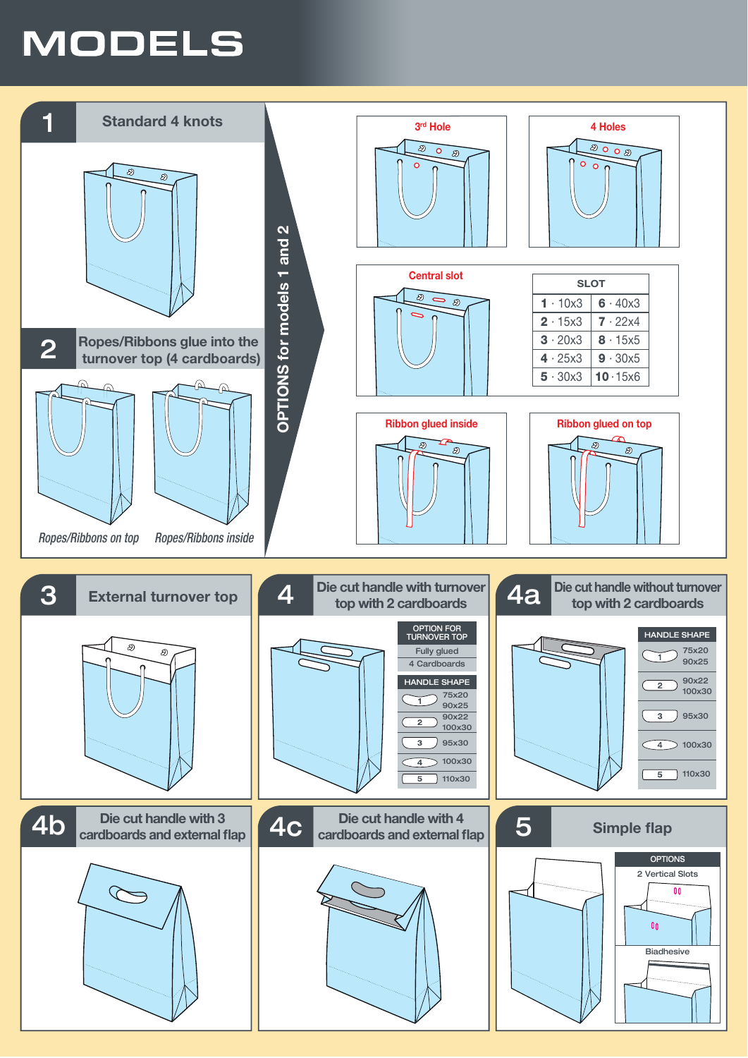# MODELS

## 1 Standard 4 knots

## 2 Ropes/Ribbons glue into the turnover top (4 cardboards)

*Ropes/Ribbons on top* *Ropes/Ribbons inside*

## OPTIONS for models 1 and 2

3rd Hole

4 Holes

Central slot

| SLOT | |
|---|---|
| **1** · 10x3 | **6** · 40x3 |
| **2** · 15x3 | **7** · 22x4 |
| **3** · 20x3 | **8** · 15x5 |
| **4** · 25x3 | **9** · 30x5 |
| **5** · 30x3 | **10** · 15x6 |

Ribbon glued inside

Ribbon glued on top

## 3 External turnover top

## 4 Die cut handle with turnover top with 2 cardboards

| OPTION FOR TURNOVER TOP |
|---|
| Fully glued |
| 4 Cardboards |

| HANDLE SHAPE | |
|---|---|
| 1 | 75x20, 90x25 |
| 2 | 90x22, 100x30 |
| 3 | 95x30 |
| 4 | 100x30 |
| 5 | 110x30 |

## 4a Die cut handle without turnover top with 2 cardboards

| HANDLE SHAPE | |
|---|---|
| 1 | 75x20, 90x25 |
| 2 | 90x22, 100x30 |
| 3 | 95x30 |
| 4 | 100x30 |
| 5 | 110x30 |

## 4b Die cut handle with 3 cardboards and external flap

## 4c Die cut handle with 4 cardboards and external flap

## 5 Simple flap

| OPTIONS |
|---|
| 2 Vertical Slots |
| Biadhesive |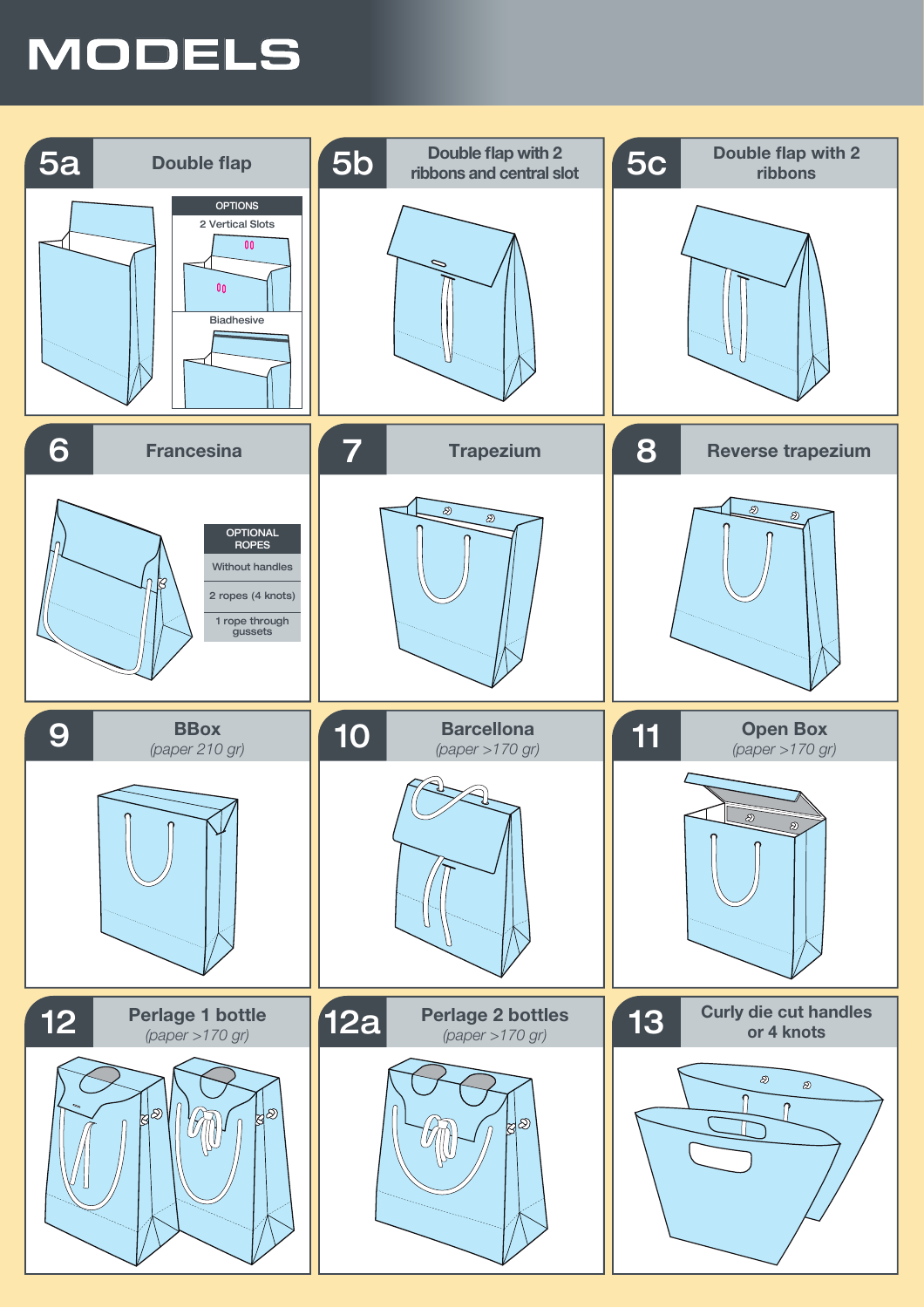# MODELS

## 5a Double flap

OPTIONS

2 Vertical Slots

Biadhesive

## 5b Double flap with 2 ribbons and central slot

## 5c Double flap with 2 ribbons

## 6 Francesina

OPTIONAL ROPES

- Without handles
- 2 ropes (4 knots)
- 1 rope through gussets

## 7 Trapezium

## 8 Reverse trapezium

## 9 BBox

*(paper 210 gr)*

## 10 Barcellona

*(paper >170 gr)*

## 11 Open Box

*(paper >170 gr)*

## 12 Perlage 1 bottle

*(paper >170 gr)*

## 12a Perlage 2 bottles

*(paper >170 gr)*

## 13 Curly die cut handles or 4 knots